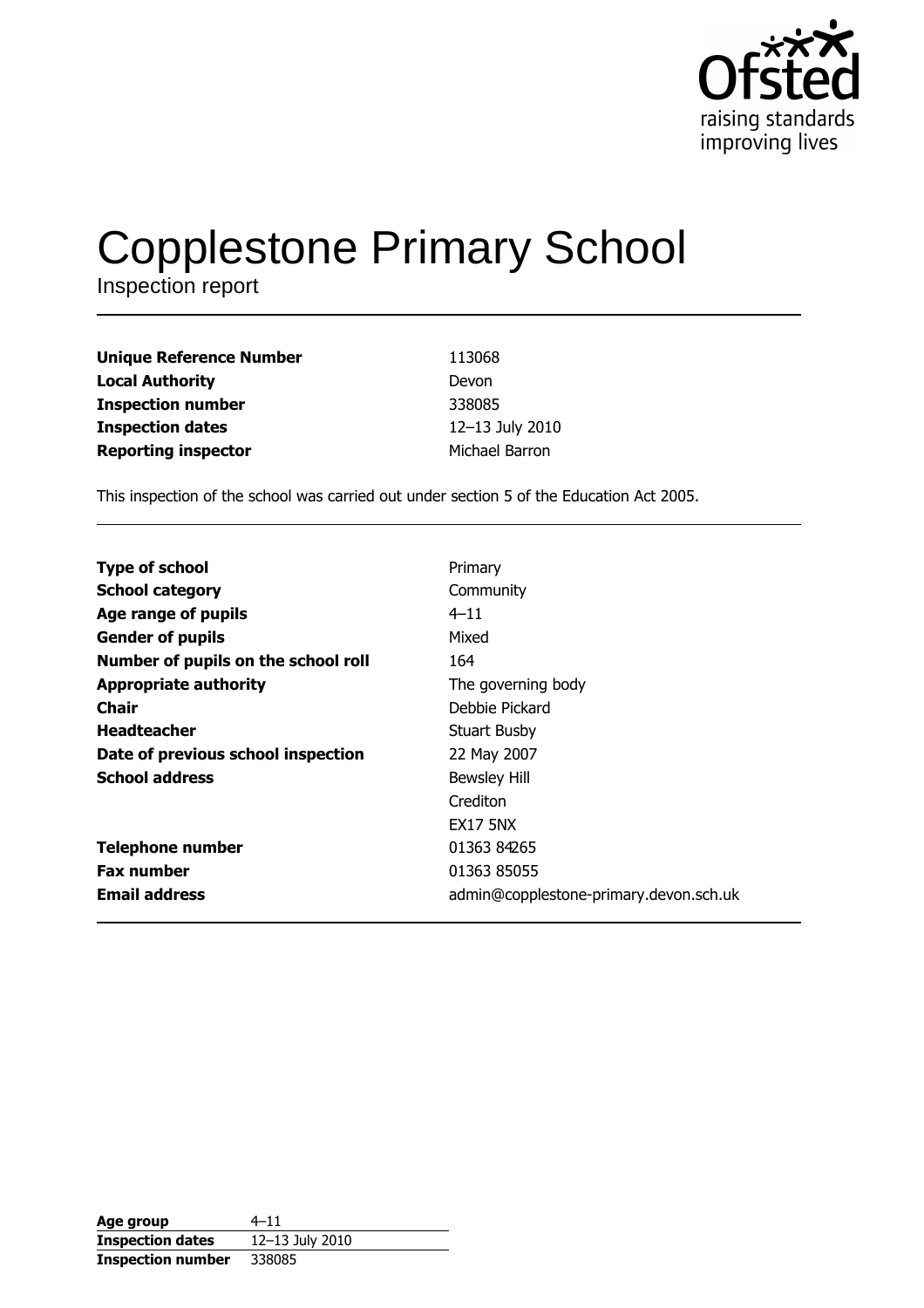# Copplestone Primary School

Inspection report

| | |
|---|---|
| **Unique Reference Number** | 113068 |
| **Local Authority** | Devon |
| **Inspection number** | 338085 |
| **Inspection dates** | 12–13 July 2010 |
| **Reporting inspector** | Michael Barron |

This inspection of the school was carried out under section 5 of the Education Act 2005.

| | |
|---|---|
| **Type of school** | Primary |
| **School category** | Community |
| **Age range of pupils** | 4–11 |
| **Gender of pupils** | Mixed |
| **Number of pupils on the school roll** | 164 |
| **Appropriate authority** | The governing body |
| **Chair** | Debbie Pickard |
| **Headteacher** | Stuart Busby |
| **Date of previous school inspection** | 22 May 2007 |
| **School address** | Bewsley Hill<br>Crediton<br>EX17 5NX |
| **Telephone number** | 01363 84265 |
| **Fax number** | 01363 85055 |
| **Email address** | admin@copplestone-primary.devon.sch.uk |

| | |
|---|---|
| **Age group** | 4–11 |
| **Inspection dates** | 12–13 July 2010 |
| **Inspection number** | 338085 |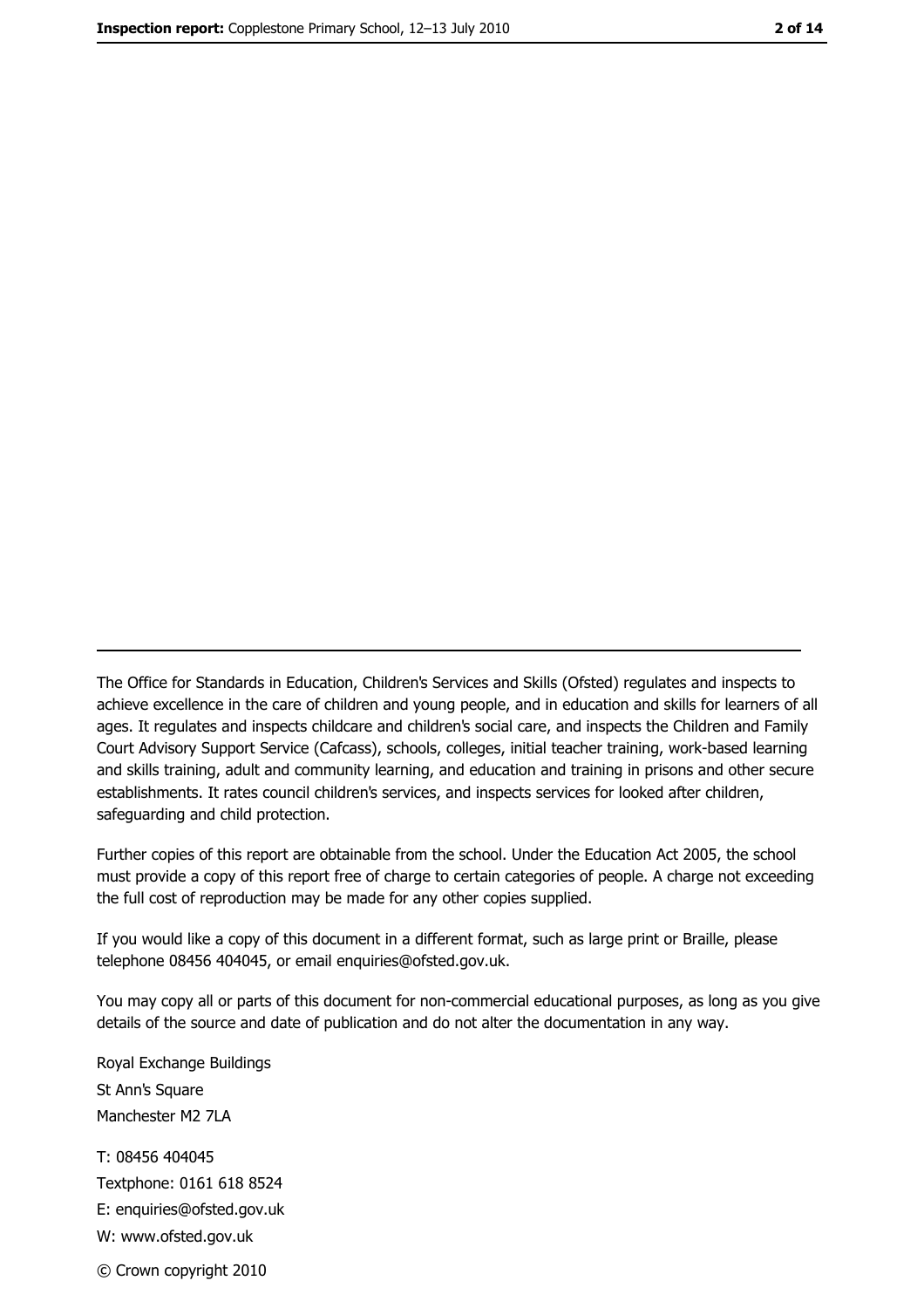---

The Office for Standards in Education, Children's Services and Skills (Ofsted) regulates and inspects to achieve excellence in the care of children and young people, and in education and skills for learners of all ages. It regulates and inspects childcare and children's social care, and inspects the Children and Family Court Advisory Support Service (Cafcass), schools, colleges, initial teacher training, work-based learning and skills training, adult and community learning, and education and training in prisons and other secure establishments. It rates council children's services, and inspects services for looked after children, safeguarding and child protection.

Further copies of this report are obtainable from the school. Under the Education Act 2005, the school must provide a copy of this report free of charge to certain categories of people. A charge not exceeding the full cost of reproduction may be made for any other copies supplied.

If you would like a copy of this document in a different format, such as large print or Braille, please telephone 08456 404045, or email enquiries@ofsted.gov.uk.

You may copy all or parts of this document for non-commercial educational purposes, as long as you give details of the source and date of publication and do not alter the documentation in any way.

Royal Exchange Buildings
St Ann's Square
Manchester M2 7LA

T: 08456 404045
Textphone: 0161 618 8524
E: enquiries@ofsted.gov.uk
W: www.ofsted.gov.uk

© Crown copyright 2010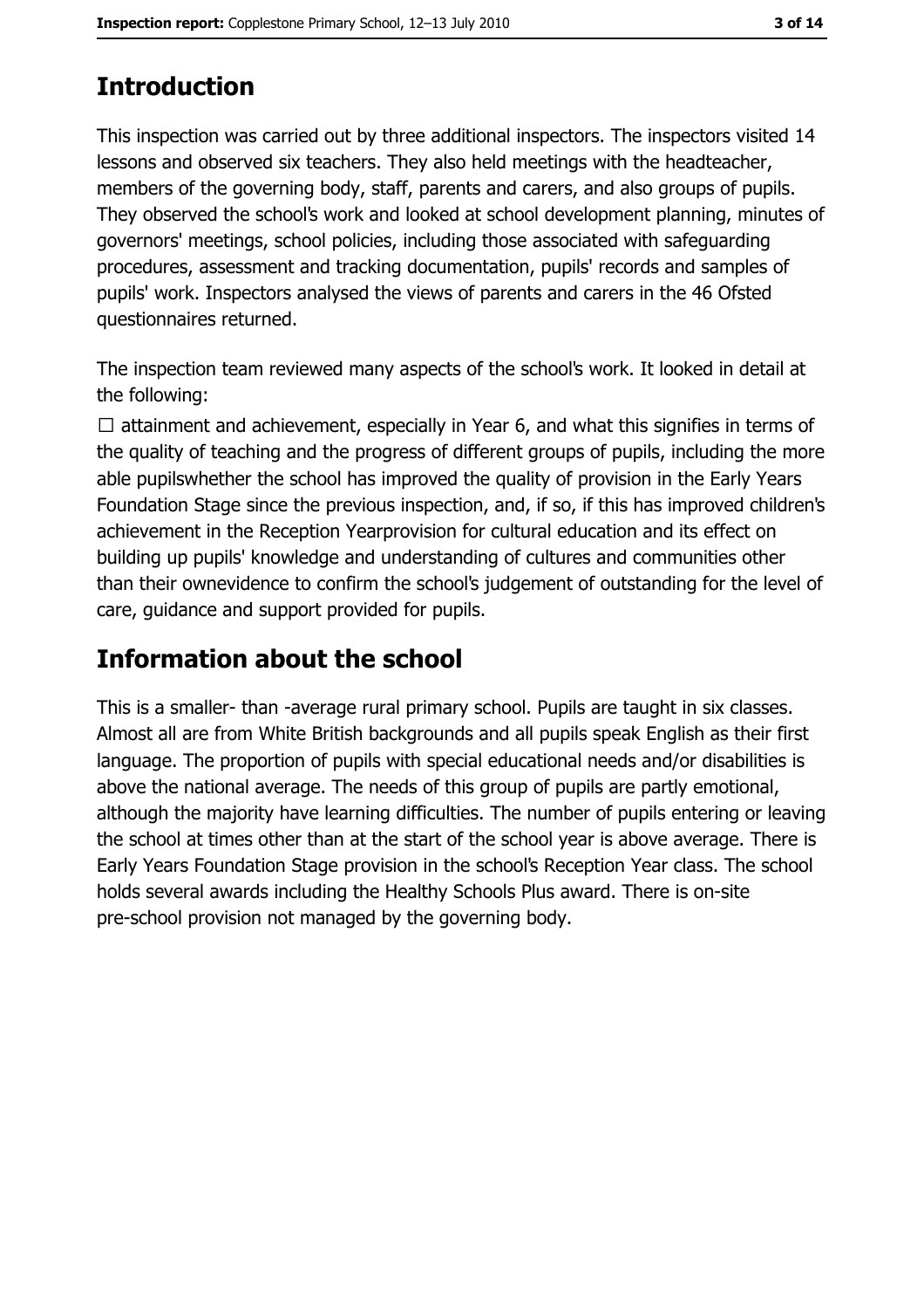## Introduction

This inspection was carried out by three additional inspectors. The inspectors visited 14 lessons and observed six teachers. They also held meetings with the headteacher, members of the governing body, staff, parents and carers, and also groups of pupils. They observed the school's work and looked at school development planning, minutes of governors' meetings, school policies, including those associated with safeguarding procedures, assessment and tracking documentation, pupils' records and samples of pupils' work. Inspectors analysed the views of parents and carers in the 46 Ofsted questionnaires returned.

The inspection team reviewed many aspects of the school's work. It looked in detail at the following:

☐ attainment and achievement, especially in Year 6, and what this signifies in terms of the quality of teaching and the progress of different groups of pupils, including the more able pupilswhether the school has improved the quality of provision in the Early Years Foundation Stage since the previous inspection, and, if so, if this has improved children's achievement in the Reception Yearprovision for cultural education and its effect on building up pupils' knowledge and understanding of cultures and communities other than their ownevidence to confirm the school's judgement of outstanding for the level of care, guidance and support provided for pupils.

## Information about the school

This is a smaller- than -average rural primary school. Pupils are taught in six classes. Almost all are from White British backgrounds and all pupils speak English as their first language. The proportion of pupils with special educational needs and/or disabilities is above the national average. The needs of this group of pupils are partly emotional, although the majority have learning difficulties. The number of pupils entering or leaving the school at times other than at the start of the school year is above average. There is Early Years Foundation Stage provision in the school's Reception Year class. The school holds several awards including the Healthy Schools Plus award. There is on-site pre-school provision not managed by the governing body.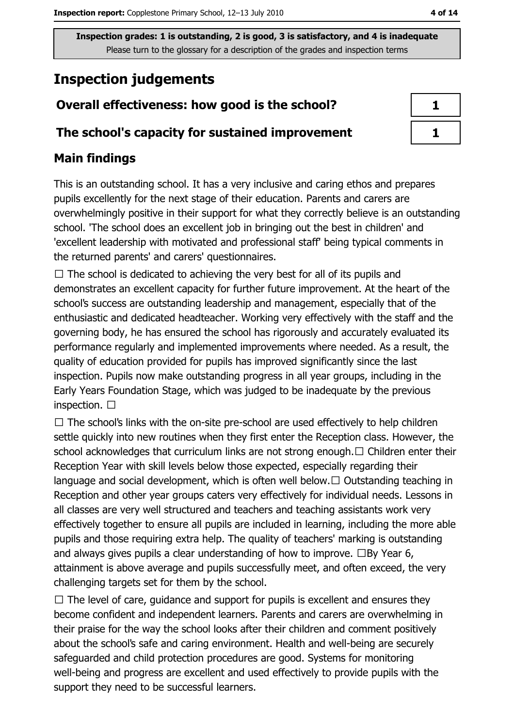**Inspection grades: 1 is outstanding, 2 is good, 3 is satisfactory, and 4 is inadequate**
Please turn to the glossary for a description of the grades and inspection terms

# Inspection judgements

| Overall effectiveness: how good is the school? | 1 |
| --- | --- |
| The school's capacity for sustained improvement | 1 |

## Main findings

This is an outstanding school. It has a very inclusive and caring ethos and prepares pupils excellently for the next stage of their education. Parents and carers are overwhelmingly positive in their support for what they correctly believe is an outstanding school. 'The school does an excellent job in bringing out the best in children' and 'excellent leadership with motivated and professional staff' being typical comments in the returned parents' and carers' questionnaires.

☐ The school is dedicated to achieving the very best for all of its pupils and demonstrates an excellent capacity for further future improvement. At the heart of the school's success are outstanding leadership and management, especially that of the enthusiastic and dedicated headteacher. Working very effectively with the staff and the governing body, he has ensured the school has rigorously and accurately evaluated its performance regularly and implemented improvements where needed. As a result, the quality of education provided for pupils has improved significantly since the last inspection. Pupils now make outstanding progress in all year groups, including in the Early Years Foundation Stage, which was judged to be inadequate by the previous inspection. ☐

☐ The school's links with the on-site pre-school are used effectively to help children settle quickly into new routines when they first enter the Reception class. However, the school acknowledges that curriculum links are not strong enough.☐ Children enter their Reception Year with skill levels below those expected, especially regarding their language and social development, which is often well below.☐ Outstanding teaching in Reception and other year groups caters very effectively for individual needs. Lessons in all classes are very well structured and teachers and teaching assistants work very effectively together to ensure all pupils are included in learning, including the more able pupils and those requiring extra help. The quality of teachers' marking is outstanding and always gives pupils a clear understanding of how to improve. ☐By Year 6, attainment is above average and pupils successfully meet, and often exceed, the very challenging targets set for them by the school.

☐ The level of care, guidance and support for pupils is excellent and ensures they become confident and independent learners. Parents and carers are overwhelming in their praise for the way the school looks after their children and comment positively about the school's safe and caring environment. Health and well-being are securely safeguarded and child protection procedures are good. Systems for monitoring well-being and progress are excellent and used effectively to provide pupils with the support they need to be successful learners.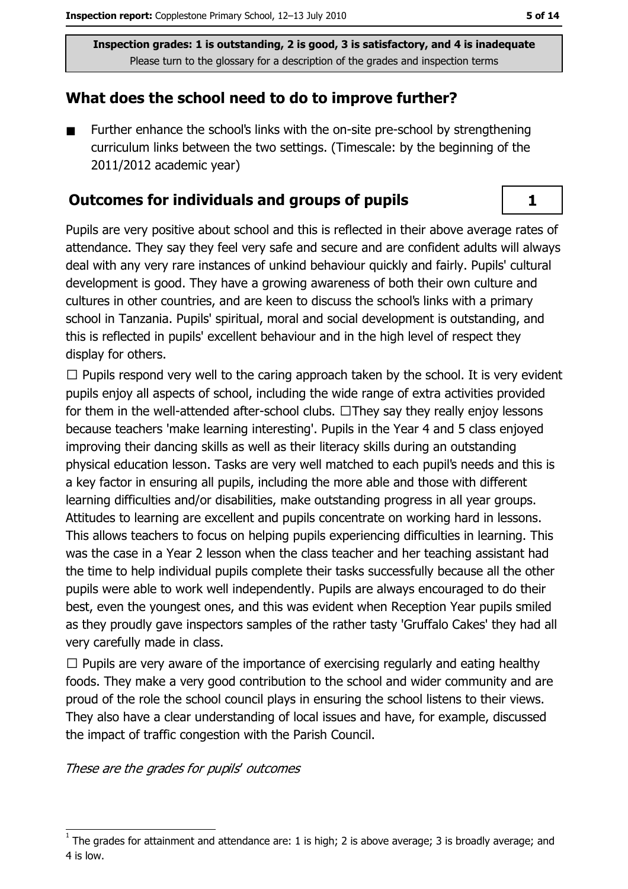Inspection grades: 1 is outstanding, 2 is good, 3 is satisfactory, and 4 is inadequate
Please turn to the glossary for a description of the grades and inspection terms

## What does the school need to do to improve further?

- Further enhance the school's links with the on-site pre-school by strengthening curriculum links between the two settings. (Timescale: by the beginning of the 2011/2012 academic year)

## Outcomes for individuals and groups of pupils

**1**

Pupils are very positive about school and this is reflected in their above average rates of attendance. They say they feel very safe and secure and are confident adults will always deal with any very rare instances of unkind behaviour quickly and fairly. Pupils' cultural development is good. They have a growing awareness of both their own culture and cultures in other countries, and are keen to discuss the school's links with a primary school in Tanzania. Pupils' spiritual, moral and social development is outstanding, and this is reflected in pupils' excellent behaviour and in the high level of respect they display for others.

☐ Pupils respond very well to the caring approach taken by the school. It is very evident pupils enjoy all aspects of school, including the wide range of extra activities provided for them in the well-attended after-school clubs. ☐They say they really enjoy lessons because teachers 'make learning interesting'. Pupils in the Year 4 and 5 class enjoyed improving their dancing skills as well as their literacy skills during an outstanding physical education lesson. Tasks are very well matched to each pupil's needs and this is a key factor in ensuring all pupils, including the more able and those with different learning difficulties and/or disabilities, make outstanding progress in all year groups. Attitudes to learning are excellent and pupils concentrate on working hard in lessons. This allows teachers to focus on helping pupils experiencing difficulties in learning. This was the case in a Year 2 lesson when the class teacher and her teaching assistant had the time to help individual pupils complete their tasks successfully because all the other pupils were able to work well independently. Pupils are always encouraged to do their best, even the youngest ones, and this was evident when Reception Year pupils smiled as they proudly gave inspectors samples of the rather tasty 'Gruffalo Cakes' they had all very carefully made in class.

☐ Pupils are very aware of the importance of exercising regularly and eating healthy foods. They make a very good contribution to the school and wider community and are proud of the role the school council plays in ensuring the school listens to their views. They also have a clear understanding of local issues and have, for example, discussed the impact of traffic congestion with the Parish Council.

*These are the grades for pupils' outcomes*

[1] The grades for attainment and attendance are: 1 is high; 2 is above average; 3 is broadly average; and 4 is low.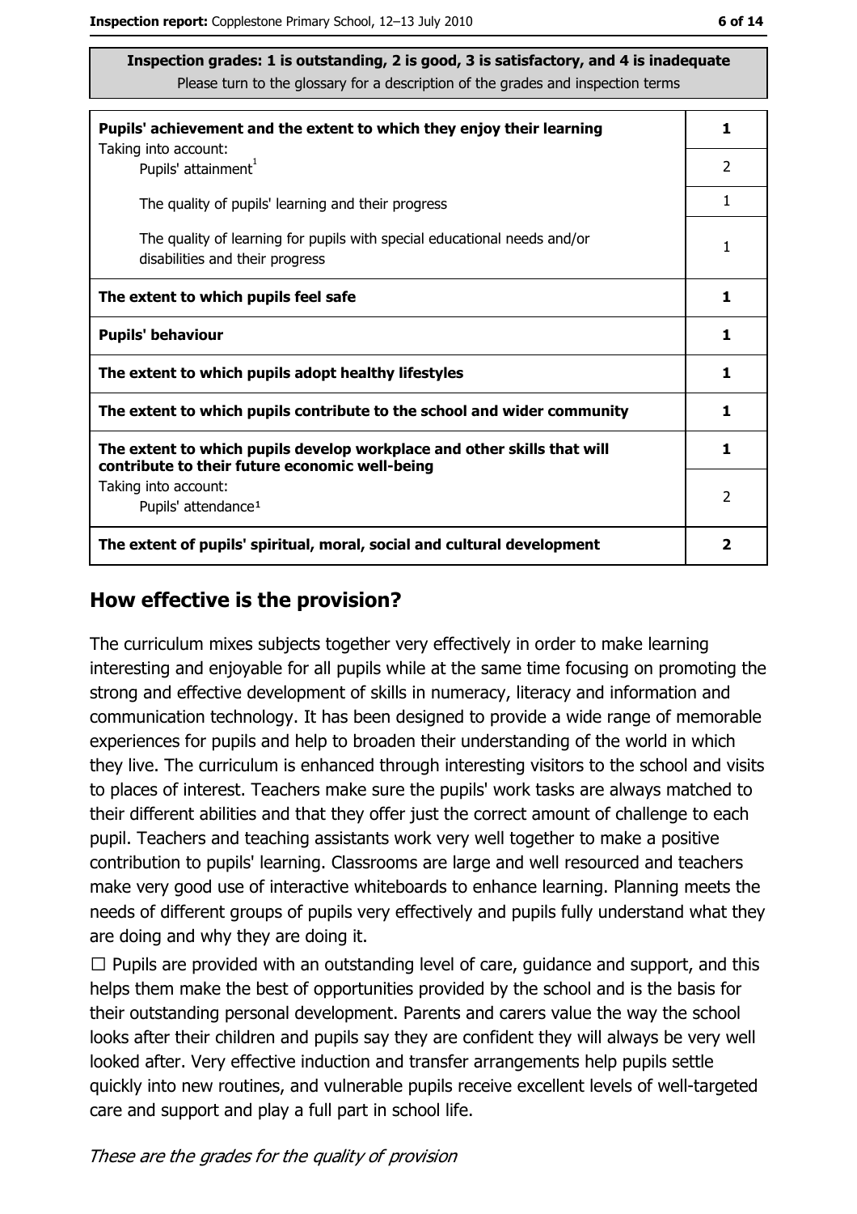**Inspection grades: 1 is outstanding, 2 is good, 3 is satisfactory, and 4 is inadequate**
Please turn to the glossary for a description of the grades and inspection terms

| | |
|---|---|
| **Pupils' achievement and the extent to which they enjoy their learning** | **1** |
| Taking into account: Pupils' attainment[1] | 2 |
| The quality of pupils' learning and their progress | 1 |
| The quality of learning for pupils with special educational needs and/or disabilities and their progress | 1 |
| **The extent to which pupils feel safe** | **1** |
| **Pupils' behaviour** | **1** |
| **The extent to which pupils adopt healthy lifestyles** | **1** |
| **The extent to which pupils contribute to the school and wider community** | **1** |
| **The extent to which pupils develop workplace and other skills that will contribute to their future economic well-being** | **1** |
| Taking into account: Pupils' attendance[1] | 2 |
| **The extent of pupils' spiritual, moral, social and cultural development** | **2** |

## How effective is the provision?

The curriculum mixes subjects together very effectively in order to make learning interesting and enjoyable for all pupils while at the same time focusing on promoting the strong and effective development of skills in numeracy, literacy and information and communication technology. It has been designed to provide a wide range of memorable experiences for pupils and help to broaden their understanding of the world in which they live. The curriculum is enhanced through interesting visitors to the school and visits to places of interest. Teachers make sure the pupils' work tasks are always matched to their different abilities and that they offer just the correct amount of challenge to each pupil. Teachers and teaching assistants work very well together to make a positive contribution to pupils' learning. Classrooms are large and well resourced and teachers make very good use of interactive whiteboards to enhance learning. Planning meets the needs of different groups of pupils very effectively and pupils fully understand what they are doing and why they are doing it.

☐ Pupils are provided with an outstanding level of care, guidance and support, and this helps them make the best of opportunities provided by the school and is the basis for their outstanding personal development. Parents and carers value the way the school looks after their children and pupils say they are confident they will always be very well looked after. Very effective induction and transfer arrangements help pupils settle quickly into new routines, and vulnerable pupils receive excellent levels of well-targeted care and support and play a full part in school life.

*These are the grades for the quality of provision*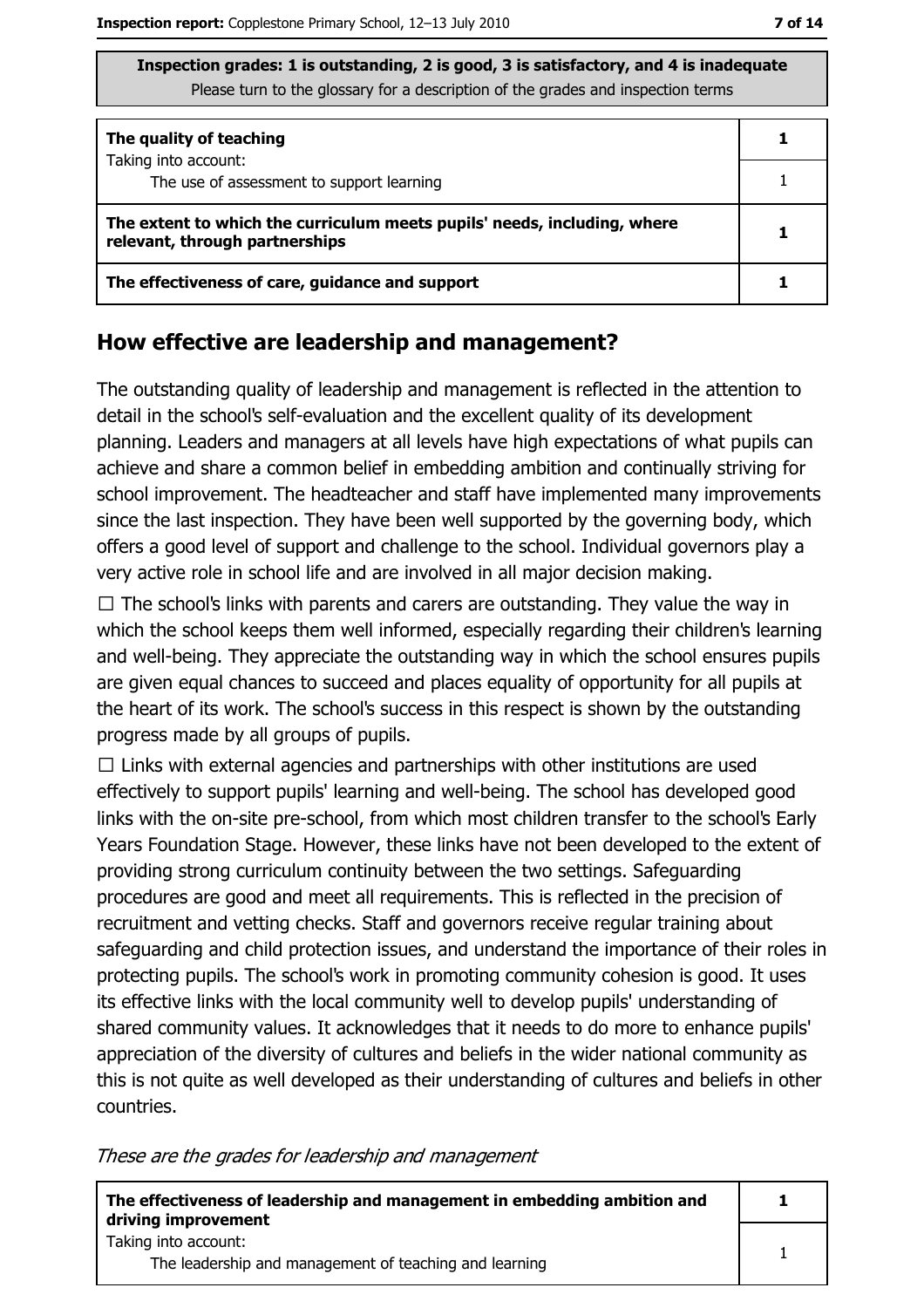Inspection grades: 1 is outstanding, 2 is good, 3 is satisfactory, and 4 is inadequate
Please turn to the glossary for a description of the grades and inspection terms

| | |
|---|---|
| **The quality of teaching** | **1** |
| Taking into account: The use of assessment to support learning | 1 |
| **The extent to which the curriculum meets pupils' needs, including, where relevant, through partnerships** | **1** |
| **The effectiveness of care, guidance and support** | **1** |

## How effective are leadership and management?

The outstanding quality of leadership and management is reflected in the attention to detail in the school's self-evaluation and the excellent quality of its development planning. Leaders and managers at all levels have high expectations of what pupils can achieve and share a common belief in embedding ambition and continually striving for school improvement. The headteacher and staff have implemented many improvements since the last inspection. They have been well supported by the governing body, which offers a good level of support and challenge to the school. Individual governors play a very active role in school life and are involved in all major decision making.

☐ The school's links with parents and carers are outstanding. They value the way in which the school keeps them well informed, especially regarding their children's learning and well-being. They appreciate the outstanding way in which the school ensures pupils are given equal chances to succeed and places equality of opportunity for all pupils at the heart of its work. The school's success in this respect is shown by the outstanding progress made by all groups of pupils.

☐ Links with external agencies and partnerships with other institutions are used effectively to support pupils' learning and well-being. The school has developed good links with the on-site pre-school, from which most children transfer to the school's Early Years Foundation Stage. However, these links have not been developed to the extent of providing strong curriculum continuity between the two settings. Safeguarding procedures are good and meet all requirements. This is reflected in the precision of recruitment and vetting checks. Staff and governors receive regular training about safeguarding and child protection issues, and understand the importance of their roles in protecting pupils. The school's work in promoting community cohesion is good. It uses its effective links with the local community well to develop pupils' understanding of shared community values. It acknowledges that it needs to do more to enhance pupils' appreciation of the diversity of cultures and beliefs in the wider national community as this is not quite as well developed as their understanding of cultures and beliefs in other countries.

*These are the grades for leadership and management*

| | |
|---|---|
| **The effectiveness of leadership and management in embedding ambition and driving improvement** | **1** |
| Taking into account: The leadership and management of teaching and learning | 1 |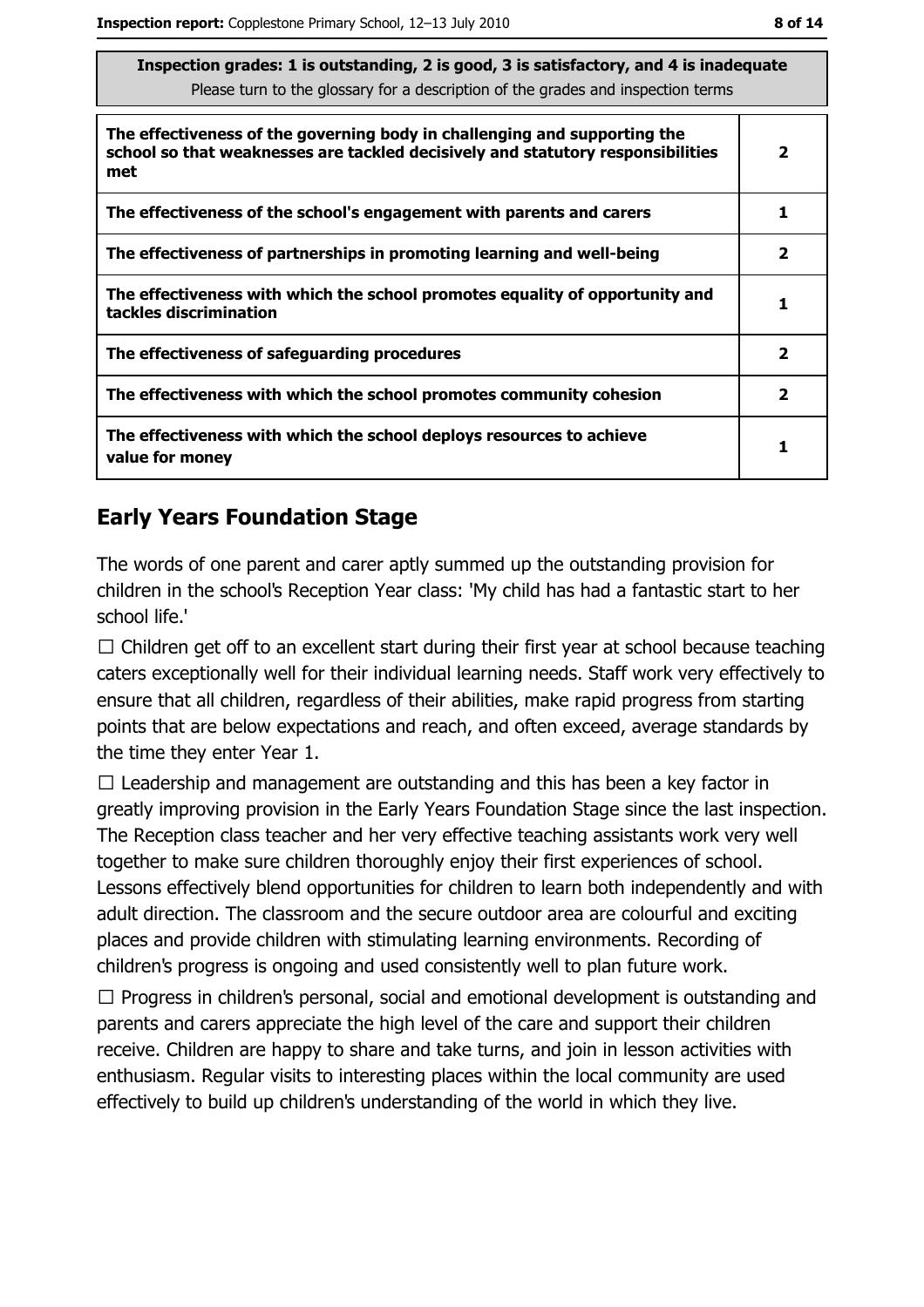| Inspection grades: 1 is outstanding, 2 is good, 3 is satisfactory, and 4 is inadequate<br>Please turn to the glossary for a description of the grades and inspection terms | |
|---|---|
| **The effectiveness of the governing body in challenging and supporting the school so that weaknesses are tackled decisively and statutory responsibilities met** | **2** |
| **The effectiveness of the school's engagement with parents and carers** | **1** |
| **The effectiveness of partnerships in promoting learning and well-being** | **2** |
| **The effectiveness with which the school promotes equality of opportunity and tackles discrimination** | **1** |
| **The effectiveness of safeguarding procedures** | **2** |
| **The effectiveness with which the school promotes community cohesion** | **2** |
| **The effectiveness with which the school deploys resources to achieve value for money** | **1** |

## Early Years Foundation Stage

The words of one parent and carer aptly summed up the outstanding provision for children in the school's Reception Year class: 'My child has had a fantastic start to her school life.'

☐ Children get off to an excellent start during their first year at school because teaching caters exceptionally well for their individual learning needs. Staff work very effectively to ensure that all children, regardless of their abilities, make rapid progress from starting points that are below expectations and reach, and often exceed, average standards by the time they enter Year 1.

☐ Leadership and management are outstanding and this has been a key factor in greatly improving provision in the Early Years Foundation Stage since the last inspection. The Reception class teacher and her very effective teaching assistants work very well together to make sure children thoroughly enjoy their first experiences of school. Lessons effectively blend opportunities for children to learn both independently and with adult direction. The classroom and the secure outdoor area are colourful and exciting places and provide children with stimulating learning environments. Recording of children's progress is ongoing and used consistently well to plan future work.

☐ Progress in children's personal, social and emotional development is outstanding and parents and carers appreciate the high level of the care and support their children receive. Children are happy to share and take turns, and join in lesson activities with enthusiasm. Regular visits to interesting places within the local community are used effectively to build up children's understanding of the world in which they live.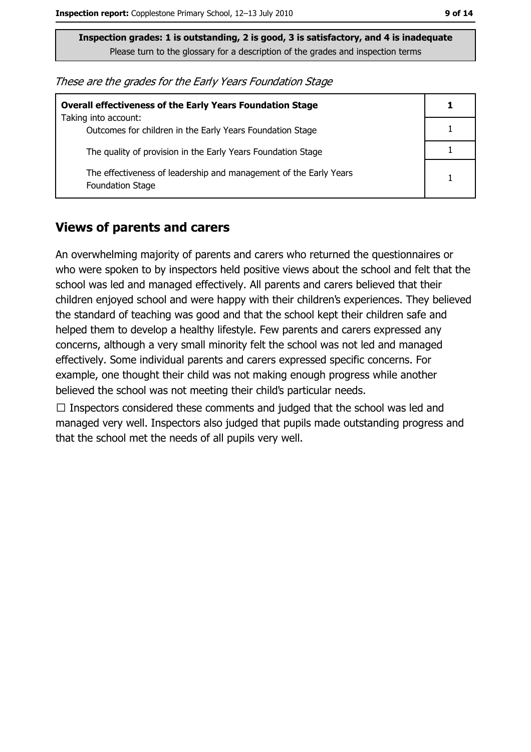**Inspection grades: 1 is outstanding, 2 is good, 3 is satisfactory, and 4 is inadequate**
Please turn to the glossary for a description of the grades and inspection terms

*These are the grades for the Early Years Foundation Stage*

| **Overall effectiveness of the Early Years Foundation Stage** Taking into account: | **1** |
|---|---|
| Outcomes for children in the Early Years Foundation Stage | 1 |
| The quality of provision in the Early Years Foundation Stage | 1 |
| The effectiveness of leadership and management of the Early Years Foundation Stage | 1 |

## Views of parents and carers

An overwhelming majority of parents and carers who returned the questionnaires or who were spoken to by inspectors held positive views about the school and felt that the school was led and managed effectively. All parents and carers believed that their children enjoyed school and were happy with their children's experiences. They believed the standard of teaching was good and that the school kept their children safe and helped them to develop a healthy lifestyle. Few parents and carers expressed any concerns, although a very small minority felt the school was not led and managed effectively. Some individual parents and carers expressed specific concerns. For example, one thought their child was not making enough progress while another believed the school was not meeting their child's particular needs.

☐ Inspectors considered these comments and judged that the school was led and managed very well. Inspectors also judged that pupils made outstanding progress and that the school met the needs of all pupils very well.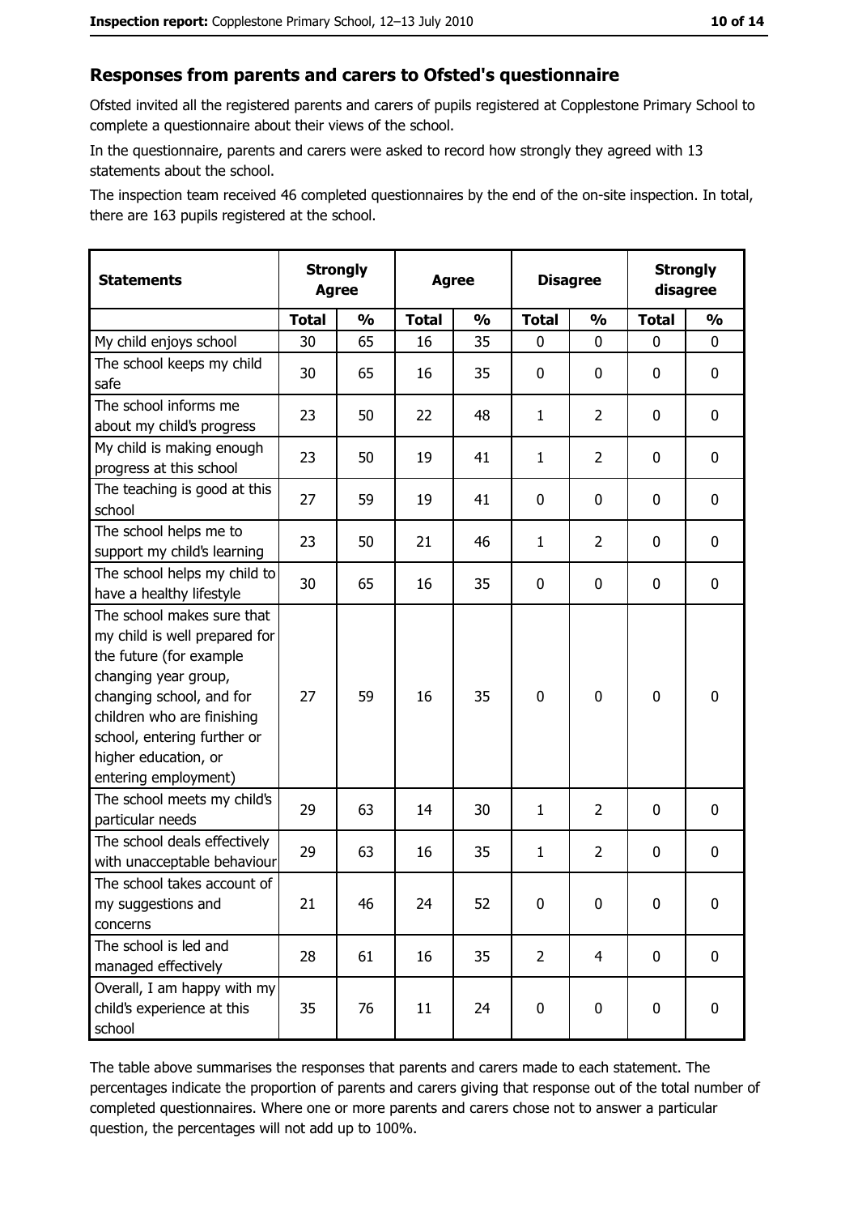## Responses from parents and carers to Ofsted's questionnaire

Ofsted invited all the registered parents and carers of pupils registered at Copplestone Primary School to complete a questionnaire about their views of the school.

In the questionnaire, parents and carers were asked to record how strongly they agreed with 13 statements about the school.

The inspection team received 46 completed questionnaires by the end of the on-site inspection. In total, there are 163 pupils registered at the school.

| Statements | Strongly Agree | | Agree | | Disagree | | Strongly disagree | |
|---|---|---|---|---|---|---|---|---|
| | Total | % | Total | % | Total | % | Total | % |
| My child enjoys school | 30 | 65 | 16 | 35 | 0 | 0 | 0 | 0 |
| The school keeps my child safe | 30 | 65 | 16 | 35 | 0 | 0 | 0 | 0 |
| The school informs me about my child's progress | 23 | 50 | 22 | 48 | 1 | 2 | 0 | 0 |
| My child is making enough progress at this school | 23 | 50 | 19 | 41 | 1 | 2 | 0 | 0 |
| The teaching is good at this school | 27 | 59 | 19 | 41 | 0 | 0 | 0 | 0 |
| The school helps me to support my child's learning | 23 | 50 | 21 | 46 | 1 | 2 | 0 | 0 |
| The school helps my child to have a healthy lifestyle | 30 | 65 | 16 | 35 | 0 | 0 | 0 | 0 |
| The school makes sure that my child is well prepared for the future (for example changing year group, changing school, and for children who are finishing school, entering further or higher education, or entering employment) | 27 | 59 | 16 | 35 | 0 | 0 | 0 | 0 |
| The school meets my child's particular needs | 29 | 63 | 14 | 30 | 1 | 2 | 0 | 0 |
| The school deals effectively with unacceptable behaviour | 29 | 63 | 16 | 35 | 1 | 2 | 0 | 0 |
| The school takes account of my suggestions and concerns | 21 | 46 | 24 | 52 | 0 | 0 | 0 | 0 |
| The school is led and managed effectively | 28 | 61 | 16 | 35 | 2 | 4 | 0 | 0 |
| Overall, I am happy with my child's experience at this school | 35 | 76 | 11 | 24 | 0 | 0 | 0 | 0 |

The table above summarises the responses that parents and carers made to each statement. The percentages indicate the proportion of parents and carers giving that response out of the total number of completed questionnaires. Where one or more parents and carers chose not to answer a particular question, the percentages will not add up to 100%.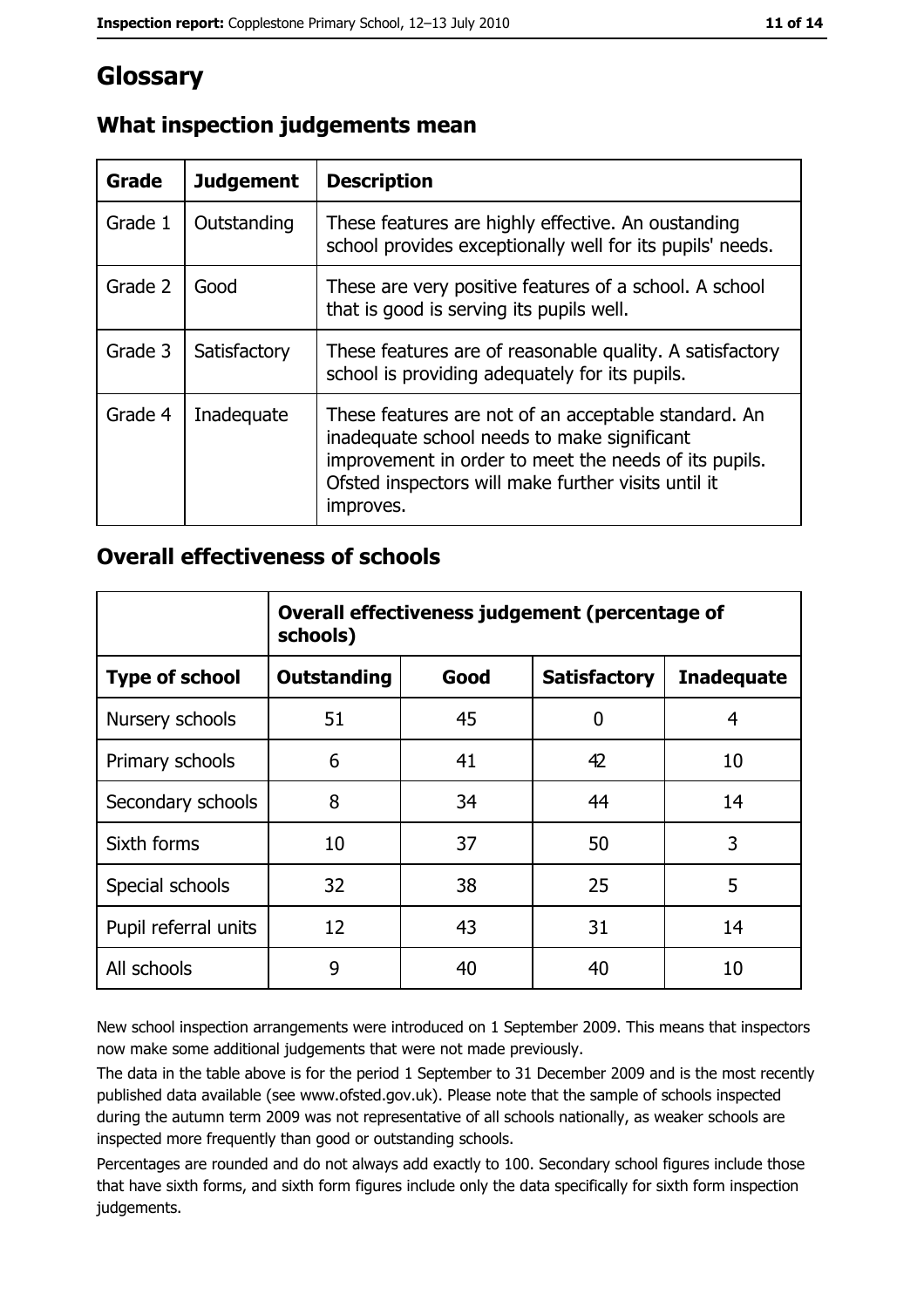# Glossary

## What inspection judgements mean

| Grade | Judgement | Description |
|---|---|---|
| Grade 1 | Outstanding | These features are highly effective. An oustanding school provides exceptionally well for its pupils' needs. |
| Grade 2 | Good | These are very positive features of a school. A school that is good is serving its pupils well. |
| Grade 3 | Satisfactory | These features are of reasonable quality. A satisfactory school is providing adequately for its pupils. |
| Grade 4 | Inadequate | These features are not of an acceptable standard. An inadequate school needs to make significant improvement in order to meet the needs of its pupils. Ofsted inspectors will make further visits until it improves. |

## Overall effectiveness of schools

| | Overall effectiveness judgement (percentage of schools) | | | |
|---|---|---|---|---|
| **Type of school** | **Outstanding** | **Good** | **Satisfactory** | **Inadequate** |
| Nursery schools | 51 | 45 | 0 | 4 |
| Primary schools | 6 | 41 | 42 | 10 |
| Secondary schools | 8 | 34 | 44 | 14 |
| Sixth forms | 10 | 37 | 50 | 3 |
| Special schools | 32 | 38 | 25 | 5 |
| Pupil referral units | 12 | 43 | 31 | 14 |
| All schools | 9 | 40 | 40 | 10 |

New school inspection arrangements were introduced on 1 September 2009. This means that inspectors now make some additional judgements that were not made previously.

The data in the table above is for the period 1 September to 31 December 2009 and is the most recently published data available (see www.ofsted.gov.uk). Please note that the sample of schools inspected during the autumn term 2009 was not representative of all schools nationally, as weaker schools are inspected more frequently than good or outstanding schools.

Percentages are rounded and do not always add exactly to 100. Secondary school figures include those that have sixth forms, and sixth form figures include only the data specifically for sixth form inspection judgements.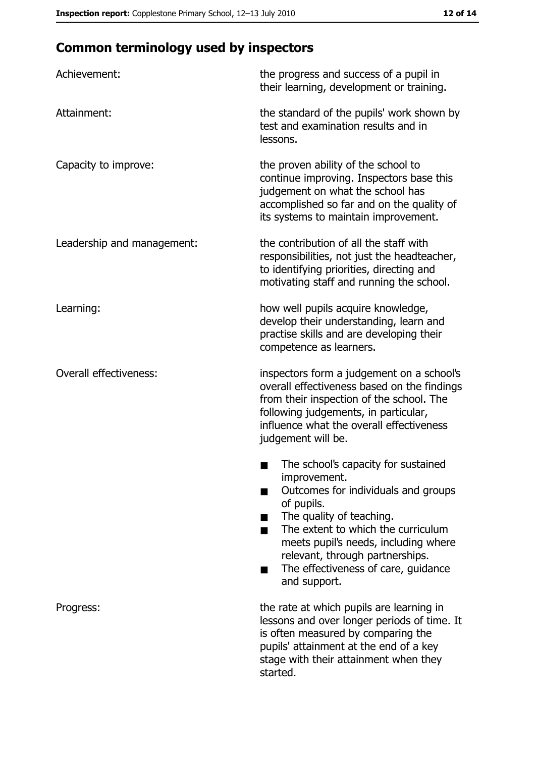## Common terminology used by inspectors

| | |
|---|---|
| Achievement: | the progress and success of a pupil in their learning, development or training. |
| Attainment: | the standard of the pupils' work shown by test and examination results and in lessons. |
| Capacity to improve: | the proven ability of the school to continue improving. Inspectors base this judgement on what the school has accomplished so far and on the quality of its systems to maintain improvement. |
| Leadership and management: | the contribution of all the staff with responsibilities, not just the headteacher, to identifying priorities, directing and motivating staff and running the school. |
| Learning: | how well pupils acquire knowledge, develop their understanding, learn and practise skills and are developing their competence as learners. |
| Overall effectiveness: | inspectors form a judgement on a school's overall effectiveness based on the findings from their inspection of the school. The following judgements, in particular, influence what the overall effectiveness judgement will be.<br>■ The school's capacity for sustained improvement.<br>■ Outcomes for individuals and groups of pupils.<br>■ The quality of teaching.<br>■ The extent to which the curriculum meets pupil's needs, including where relevant, through partnerships.<br>■ The effectiveness of care, guidance and support. |
| Progress: | the rate at which pupils are learning in lessons and over longer periods of time. It is often measured by comparing the pupils' attainment at the end of a key stage with their attainment when they started. |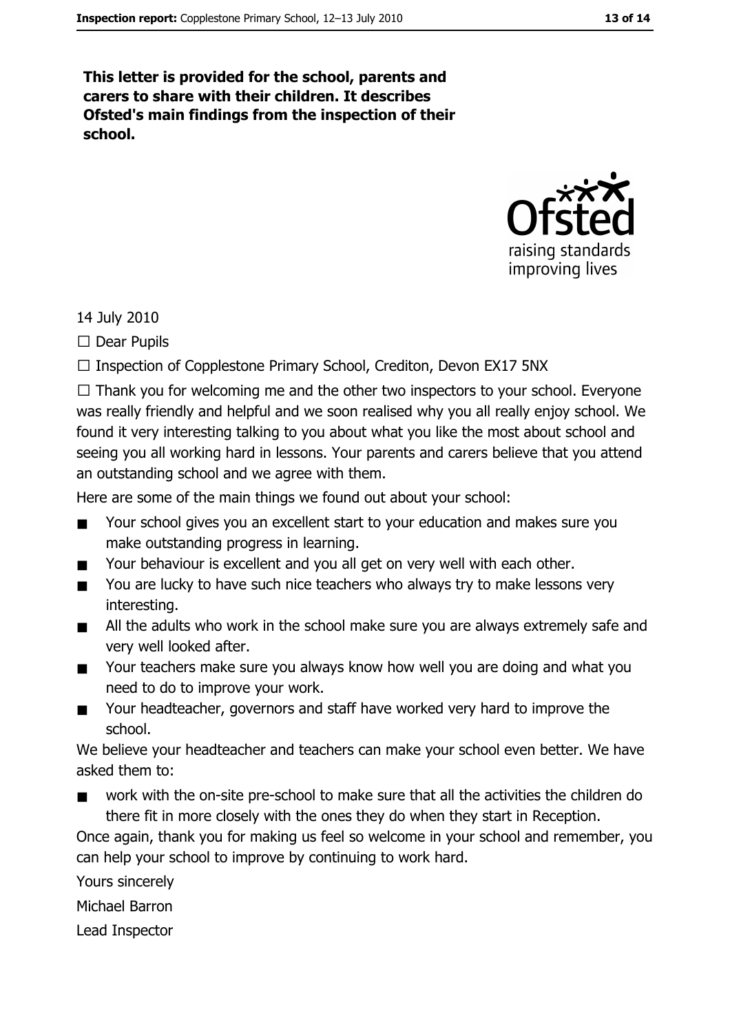**This letter is provided for the school, parents and carers to share with their children. It describes Ofsted's main findings from the inspection of their school.**

14 July 2010

☐ Dear Pupils

☐ Inspection of Copplestone Primary School, Crediton, Devon EX17 5NX

☐ Thank you for welcoming me and the other two inspectors to your school. Everyone was really friendly and helpful and we soon realised why you all really enjoy school. We found it very interesting talking to you about what you like the most about school and seeing you all working hard in lessons. Your parents and carers believe that you attend an outstanding school and we agree with them.

Here are some of the main things we found out about your school:

- Your school gives you an excellent start to your education and makes sure you make outstanding progress in learning.
- Your behaviour is excellent and you all get on very well with each other.
- You are lucky to have such nice teachers who always try to make lessons very interesting.
- All the adults who work in the school make sure you are always extremely safe and very well looked after.
- Your teachers make sure you always know how well you are doing and what you need to do to improve your work.
- Your headteacher, governors and staff have worked very hard to improve the school.

We believe your headteacher and teachers can make your school even better. We have asked them to:

- work with the on-site pre-school to make sure that all the activities the children do there fit in more closely with the ones they do when they start in Reception.

Once again, thank you for making us feel so welcome in your school and remember, you can help your school to improve by continuing to work hard.

Yours sincerely

Michael Barron

Lead Inspector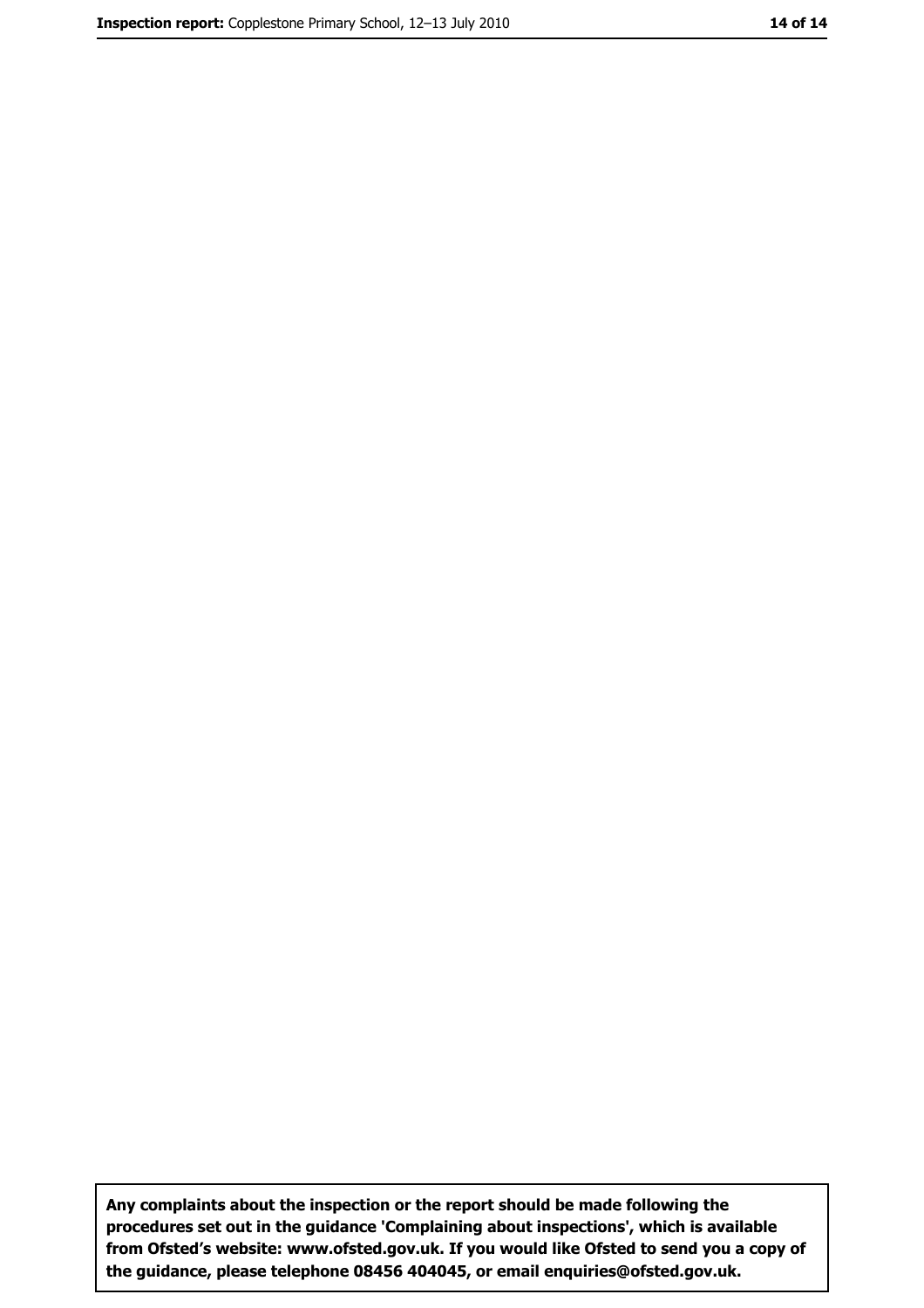**Any complaints about the inspection or the report should be made following the procedures set out in the guidance 'Complaining about inspections', which is available from Ofsted's website: www.ofsted.gov.uk. If you would like Ofsted to send you a copy of the guidance, please telephone 08456 404045, or email enquiries@ofsted.gov.uk.**